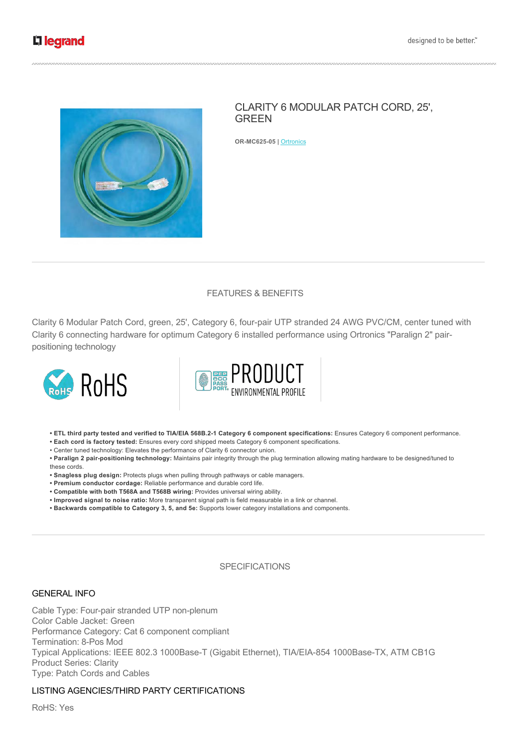# CLARITY 6 MODULAR PATCH CORD, 25', GREEN

**OR-MC625-05** | Ortronics

## FEATURES & BENEFITS

Clarity 6 Modular Patch Cord, green, 25', Category 6, four-pair UTP stranded 24 AWG PVC/CM, center tuned with Clarity 6 connecting hardware for optimum Category 6 installed performance using Ortronics "Paralign 2" pair-positioning technology

RoHS

PEP ecopassport PRODUCT ENVIRONMENTAL PROFILE

- **ETL third party tested and verified to TIA/EIA 568B.2-1 Category 6 component specifications:** Ensures Category 6 component performance.
- **Each cord is factory tested:** Ensures every cord shipped meets Category 6 component specifications.
- Center tuned technology: Elevates the performance of Clarity 6 connector union.
- **Paralign 2 pair-positioning technology:** Maintains pair integrity through the plug termination allowing mating hardware to be designed/tuned to these cords.
- **Snagless plug design:** Protects plugs when pulling through pathways or cable managers.
- **Premium conductor cordage:** Reliable performance and durable cord life.
- **Compatible with both T568A and T568B wiring:** Provides universal wiring ability.
- **Improved signal to noise ratio:** More transparent signal path is field measurable in a link or channel.
- **Backwards compatible to Category 3, 5, and 5e:** Supports lower category installations and components.

## SPECIFICATIONS

### GENERAL INFO

Cable Type: Four-pair stranded UTP non-plenum
Color Cable Jacket: Green
Performance Category: Cat 6 component compliant
Termination: 8-Pos Mod
Typical Applications: IEEE 802.3 1000Base-T (Gigabit Ethernet), TIA/EIA-854 1000Base-TX, ATM CB1G
Product Series: Clarity
Type: Patch Cords and Cables

### LISTING AGENCIES/THIRD PARTY CERTIFICATIONS

RoHS: Yes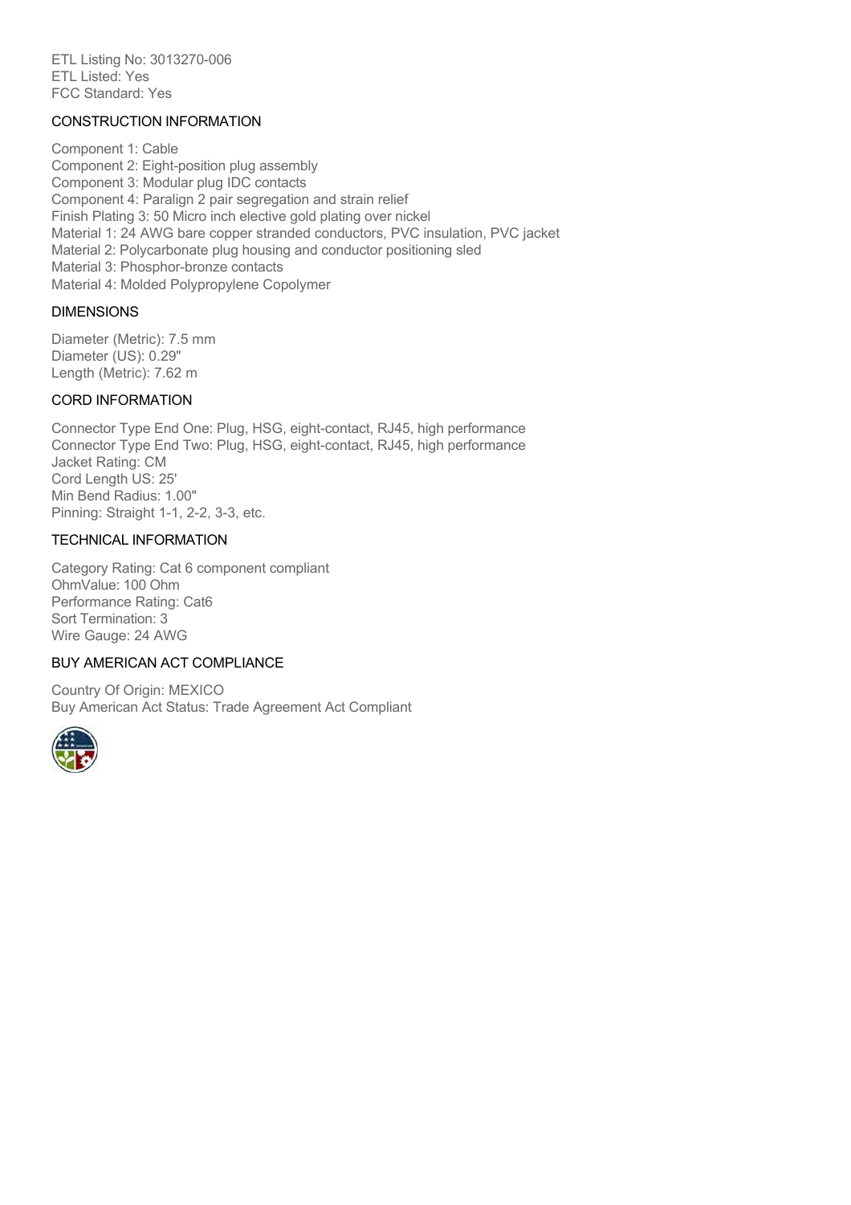ETL Listing No: 3013270-006
ETL Listed: Yes
FCC Standard: Yes

## CONSTRUCTION INFORMATION

Component 1: Cable
Component 2: Eight-position plug assembly
Component 3: Modular plug IDC contacts
Component 4: Paralign 2 pair segregation and strain relief
Finish Plating 3: 50 Micro inch elective gold plating over nickel
Material 1: 24 AWG bare copper stranded conductors, PVC insulation, PVC jacket
Material 2: Polycarbonate plug housing and conductor positioning sled
Material 3: Phosphor-bronze contacts
Material 4: Molded Polypropylene Copolymer

## DIMENSIONS

Diameter (Metric): 7.5 mm
Diameter (US): 0.29"
Length (Metric): 7.62 m

## CORD INFORMATION

Connector Type End One: Plug, HSG, eight-contact, RJ45, high performance
Connector Type End Two: Plug, HSG, eight-contact, RJ45, high performance
Jacket Rating: CM
Cord Length US: 25'
Min Bend Radius: 1.00"
Pinning: Straight 1-1, 2-2, 3-3, etc.

## TECHNICAL INFORMATION

Category Rating: Cat 6 component compliant
OhmValue: 100 Ohm
Performance Rating: Cat6
Sort Termination: 3
Wire Gauge: 24 AWG

## BUY AMERICAN ACT COMPLIANCE

Country Of Origin: MEXICO
Buy American Act Status: Trade Agreement Act Compliant